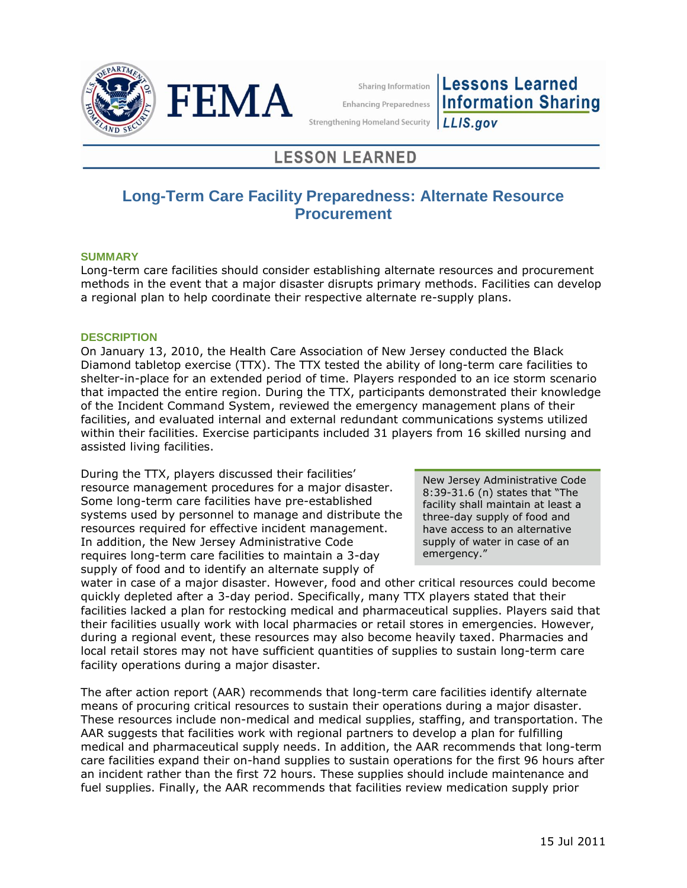# LESSON LEARNED

## Long-Term Care Facility Preparedness: Alternate Resource Procurement

### SUMMARY

Long-term care facilities should consider establishing alternate resources and procurement methods in the event that a major disaster disrupts primary methods. Facilities can develop a regional plan to help coordinate their respective alternate re-supply plans.

### DESCRIPTION

On January 13, 2010, the Health Care Association of New Jersey conducted the Black Diamond tabletop exercise (TTX). The TTX tested the ability of long-term care facilities to shelter-in-place for an extended period of time. Players responded to an ice storm scenario that impacted the entire region. During the TTX, participants demonstrated their knowledge of the Incident Command System, reviewed the emergency management plans of their facilities, and evaluated internal and external redundant communications systems utilized within their facilities. Exercise participants included 31 players from 16 skilled nursing and assisted living facilities.

> New Jersey Administrative Code 8:39-31.6 (n) states that "The facility shall maintain at least a three-day supply of food and have access to an alternative supply of water in case of an emergency."

During the TTX, players discussed their facilities' resource management procedures for a major disaster. Some long-term care facilities have pre-established systems used by personnel to manage and distribute the resources required for effective incident management. In addition, the New Jersey Administrative Code requires long-term care facilities to maintain a 3-day supply of food and to identify an alternate supply of water in case of a major disaster. However, food and other critical resources could become quickly depleted after a 3-day period. Specifically, many TTX players stated that their facilities lacked a plan for restocking medical and pharmaceutical supplies. Players said that their facilities usually work with local pharmacies or retail stores in emergencies. However, during a regional event, these resources may also become heavily taxed. Pharmacies and local retail stores may not have sufficient quantities of supplies to sustain long-term care facility operations during a major disaster.

The after action report (AAR) recommends that long-term care facilities identify alternate means of procuring critical resources to sustain their operations during a major disaster. These resources include non-medical and medical supplies, staffing, and transportation. The AAR suggests that facilities work with regional partners to develop a plan for fulfilling medical and pharmaceutical supply needs. In addition, the AAR recommends that long-term care facilities expand their on-hand supplies to sustain operations for the first 96 hours after an incident rather than the first 72 hours. These supplies should include maintenance and fuel supplies. Finally, the AAR recommends that facilities review medication supply prior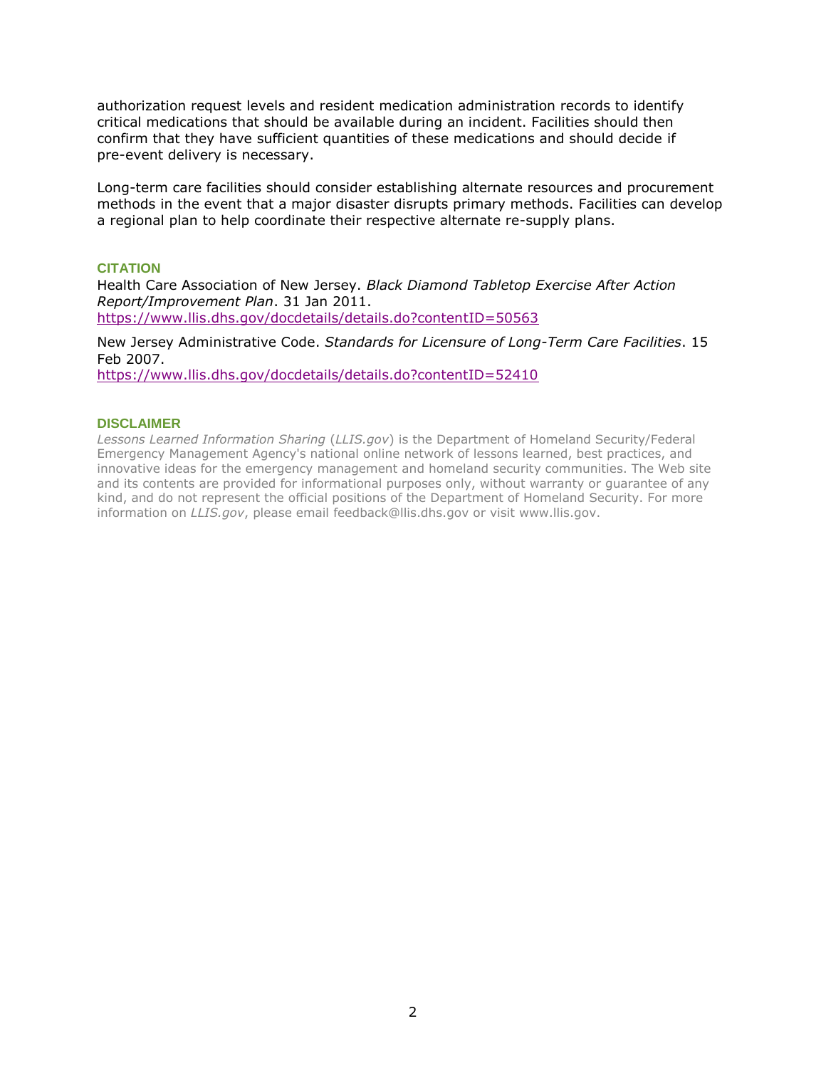authorization request levels and resident medication administration records to identify critical medications that should be available during an incident. Facilities should then confirm that they have sufficient quantities of these medications and should decide if pre-event delivery is necessary.

Long-term care facilities should consider establishing alternate resources and procurement methods in the event that a major disaster disrupts primary methods. Facilities can develop a regional plan to help coordinate their respective alternate re-supply plans.

## CITATION

Health Care Association of New Jersey. *Black Diamond Tabletop Exercise After Action Report/Improvement Plan*. 31 Jan 2011.
https://www.llis.dhs.gov/docdetails/details.do?contentID=50563

New Jersey Administrative Code. *Standards for Licensure of Long-Term Care Facilities*. 15 Feb 2007.
https://www.llis.dhs.gov/docdetails/details.do?contentID=52410

## DISCLAIMER

*Lessons Learned Information Sharing* (*LLIS.gov*) is the Department of Homeland Security/Federal Emergency Management Agency's national online network of lessons learned, best practices, and innovative ideas for the emergency management and homeland security communities. The Web site and its contents are provided for informational purposes only, without warranty or guarantee of any kind, and do not represent the official positions of the Department of Homeland Security. For more information on *LLIS.gov*, please email feedback@llis.dhs.gov or visit www.llis.gov.